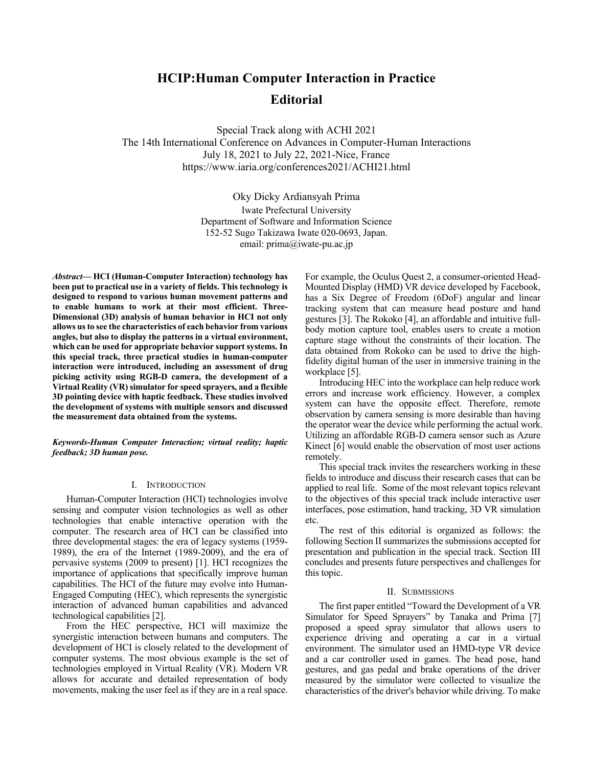# HCIP:Human Computer Interaction in Practice

# Editorial

Special Track along with ACHI 2021
The 14th International Conference on Advances in Computer-Human Interactions
July 18, 2021 to July 22, 2021-Nice, France
https://www.iaria.org/conferences2021/ACHI21.html

Oky Dicky Ardiansyah Prima
Iwate Prefectural University
Department of Software and Information Science
152-52 Sugo Takizawa Iwate 020-0693, Japan.
email: prima@iwate-pu.ac.jp

***Abstract*— HCI (Human-Computer Interaction) technology has been put to practical use in a variety of fields. This technology is designed to respond to various human movement patterns and to enable humans to work at their most efficient. Three-Dimensional (3D) analysis of human behavior in HCI not only allows us to see the characteristics of each behavior from various angles, but also to display the patterns in a virtual environment, which can be used for appropriate behavior support systems. In this special track, three practical studies in human-computer interaction were introduced, including an assessment of drug picking activity using RGB-D camera, the development of a Virtual Reality (VR) simulator for speed sprayers, and a flexible 3D pointing device with haptic feedback. These studies involved the development of systems with multiple sensors and discussed the measurement data obtained from the systems.**

***Keywords-Human Computer Interaction; virtual reality; haptic feedback; 3D human pose.***

## I. Introduction

Human-Computer Interaction (HCI) technologies involve sensing and computer vision technologies as well as other technologies that enable interactive operation with the computer. The research area of HCI can be classified into three developmental stages: the era of legacy systems (1959-1989), the era of the Internet (1989-2009), and the era of pervasive systems (2009 to present) [1]. HCI recognizes the importance of applications that specifically improve human capabilities. The HCI of the future may evolve into Human-Engaged Computing (HEC), which represents the synergistic interaction of advanced human capabilities and advanced technological capabilities [2].

From the HEC perspective, HCI will maximize the synergistic interaction between humans and computers. The development of HCI is closely related to the development of computer systems. The most obvious example is the set of technologies employed in Virtual Reality (VR). Modern VR allows for accurate and detailed representation of body movements, making the user feel as if they are in a real space. For example, the Oculus Quest 2, a consumer-oriented Head-Mounted Display (HMD) VR device developed by Facebook, has a Six Degree of Freedom (6DoF) angular and linear tracking system that can measure head posture and hand gestures [3]. The Rokoko [4], an affordable and intuitive full-body motion capture tool, enables users to create a motion capture stage without the constraints of their location. The data obtained from Rokoko can be used to drive the high-fidelity digital human of the user in immersive training in the workplace [5].

Introducing HEC into the workplace can help reduce work errors and increase work efficiency. However, a complex system can have the opposite effect. Therefore, remote observation by camera sensing is more desirable than having the operator wear the device while performing the actual work. Utilizing an affordable RGB-D camera sensor such as Azure Kinect [6] would enable the observation of most user actions remotely.

This special track invites the researchers working in these fields to introduce and discuss their research cases that can be applied to real life. Some of the most relevant topics relevant to the objectives of this special track include interactive user interfaces, pose estimation, hand tracking, 3D VR simulation etc.

The rest of this editorial is organized as follows: the following Section II summarizes the submissions accepted for presentation and publication in the special track. Section III concludes and presents future perspectives and challenges for this topic.

## II. Submissions

The first paper entitled "Toward the Development of a VR Simulator for Speed Sprayers" by Tanaka and Prima [7] proposed a speed spray simulator that allows users to experience driving and operating a car in a virtual environment. The simulator used an HMD-type VR device and a car controller used in games. The head pose, hand gestures, and gas pedal and brake operations of the driver measured by the simulator were collected to visualize the characteristics of the driver's behavior while driving. To make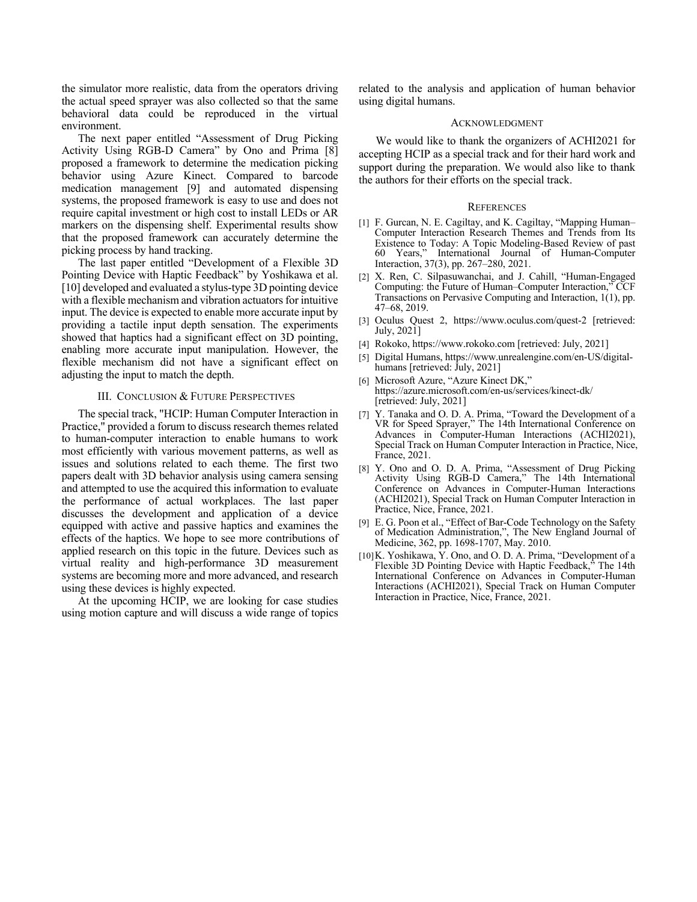the simulator more realistic, data from the operators driving the actual speed sprayer was also collected so that the same behavioral data could be reproduced in the virtual environment.

The next paper entitled "Assessment of Drug Picking Activity Using RGB-D Camera" by Ono and Prima [8] proposed a framework to determine the medication picking behavior using Azure Kinect. Compared to barcode medication management [9] and automated dispensing systems, the proposed framework is easy to use and does not require capital investment or high cost to install LEDs or AR markers on the dispensing shelf. Experimental results show that the proposed framework can accurately determine the picking process by hand tracking.

The last paper entitled "Development of a Flexible 3D Pointing Device with Haptic Feedback" by Yoshikawa et al. [10] developed and evaluated a stylus-type 3D pointing device with a flexible mechanism and vibration actuators for intuitive input. The device is expected to enable more accurate input by providing a tactile input depth sensation. The experiments showed that haptics had a significant effect on 3D pointing, enabling more accurate input manipulation. However, the flexible mechanism did not have a significant effect on adjusting the input to match the depth.

## III. Conclusion & Future Perspectives

The special track, "HCIP: Human Computer Interaction in Practice," provided a forum to discuss research themes related to human-computer interaction to enable humans to work most efficiently with various movement patterns, as well as issues and solutions related to each theme. The first two papers dealt with 3D behavior analysis using camera sensing and attempted to use the acquired this information to evaluate the performance of actual workplaces. The last paper discusses the development and application of a device equipped with active and passive haptics and examines the effects of the haptics. We hope to see more contributions of applied research on this topic in the future. Devices such as virtual reality and high-performance 3D measurement systems are becoming more and more advanced, and research using these devices is highly expected.

At the upcoming HCIP, we are looking for case studies using motion capture and will discuss a wide range of topics related to the analysis and application of human behavior using digital humans.

## Acknowledgment

We would like to thank the organizers of ACHI2021 for accepting HCIP as a special track and for their hard work and support during the preparation. We would also like to thank the authors for their efforts on the special track.

## References

[1] F. Gurcan, N. E. Cagiltay, and K. Cagiltay, "Mapping Human–Computer Interaction Research Themes and Trends from Its Existence to Today: A Topic Modeling-Based Review of past 60 Years," International Journal of Human-Computer Interaction, 37(3), pp. 267–280, 2021.

[2] X. Ren, C. Silpasuwanchai, and J. Cahill, "Human-Engaged Computing: the Future of Human–Computer Interaction," CCF Transactions on Pervasive Computing and Interaction, 1(1), pp. 47–68, 2019.

[3] Oculus Quest 2, https://www.oculus.com/quest-2 [retrieved: July, 2021]

[4] Rokoko, https://www.rokoko.com [retrieved: July, 2021]

[5] Digital Humans, https://www.unrealengine.com/en-US/digital-humans [retrieved: July, 2021]

[6] Microsoft Azure, "Azure Kinect DK," https://azure.microsoft.com/en-us/services/kinect-dk/ [retrieved: July, 2021]

[7] Y. Tanaka and O. D. A. Prima, "Toward the Development of a VR for Speed Sprayer," The 14th International Conference on Advances in Computer-Human Interactions (ACHI2021), Special Track on Human Computer Interaction in Practice, Nice, France, 2021.

[8] Y. Ono and O. D. A. Prima, "Assessment of Drug Picking Activity Using RGB-D Camera," The 14th International Conference on Advances in Computer-Human Interactions (ACHI2021), Special Track on Human Computer Interaction in Practice, Nice, France, 2021.

[9] E. G. Poon et al., "Effect of Bar-Code Technology on the Safety of Medication Administration,", The New England Journal of Medicine, 362, pp. 1698-1707, May. 2010.

[10] K. Yoshikawa, Y. Ono, and O. D. A. Prima, "Development of a Flexible 3D Pointing Device with Haptic Feedback," The 14th International Conference on Advances in Computer-Human Interactions (ACHI2021), Special Track on Human Computer Interaction in Practice, Nice, France, 2021.